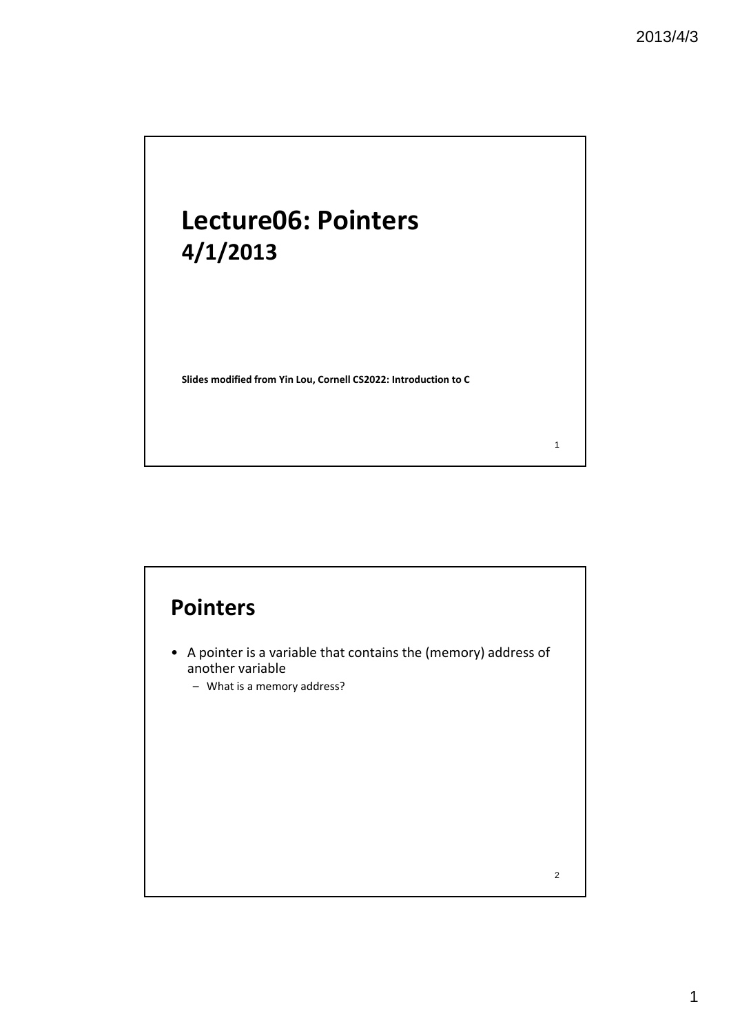# Lecture06: Pointers

## 4/1/2013

**Slides modified from Yin Lou, Cornell CS2022: Introduction to C**

## Pointers

- A pointer is a variable that contains the (memory) address of another variable
  - What is a memory address?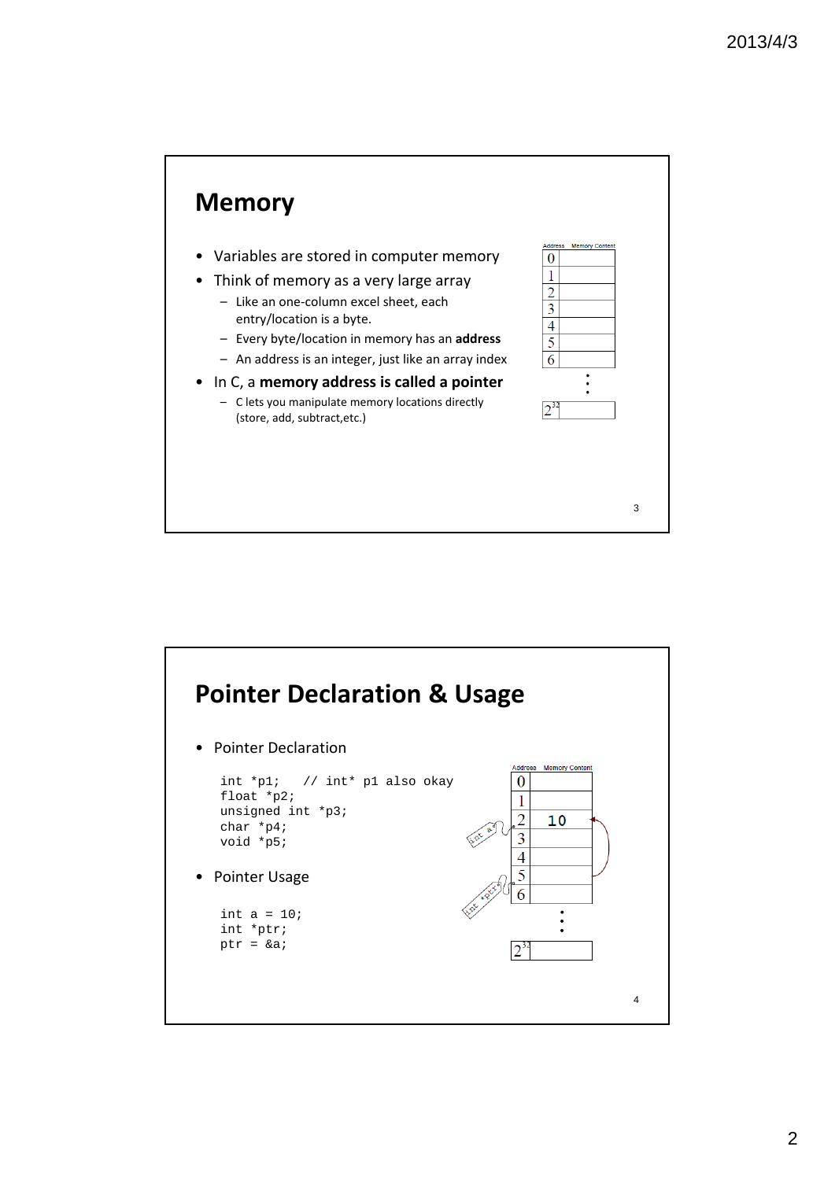## Memory

- Variables are stored in computer memory
- Think of memory as a very large array
  - Like an one-column excel sheet, each entry/location is a byte.
  - Every byte/location in memory has an **address**
  - An address is an integer, just like an array index
- In C, a **memory address is called a pointer**
  - C lets you manipulate memory locations directly (store, add, subtract,etc.)

| Address | Memory Content |
| --- | --- |
| 0 | |
| 1 | |
| 2 | |
| 3 | |
| 4 | |
| 5 | |
| 6 | |
| ⋮ | |
| $2^{32}$ | |

## Pointer Declaration & Usage

- Pointer Declaration

```
int *p1;   // int* p1 also okay
float *p2;
unsigned int *p3;
char *p4;
void *p5;
```

- Pointer Usage

```
int a = 10;
int *ptr;
ptr = &a;
```

| Address | Memory Content |
| --- | --- |
| 0 | |
| 1 | |
| 2 (int a) | 10 |
| 3 | |
| 4 | |
| 5 (int *ptr) | |
| 6 | |
| ⋮ | |
| $2^{32}$ | |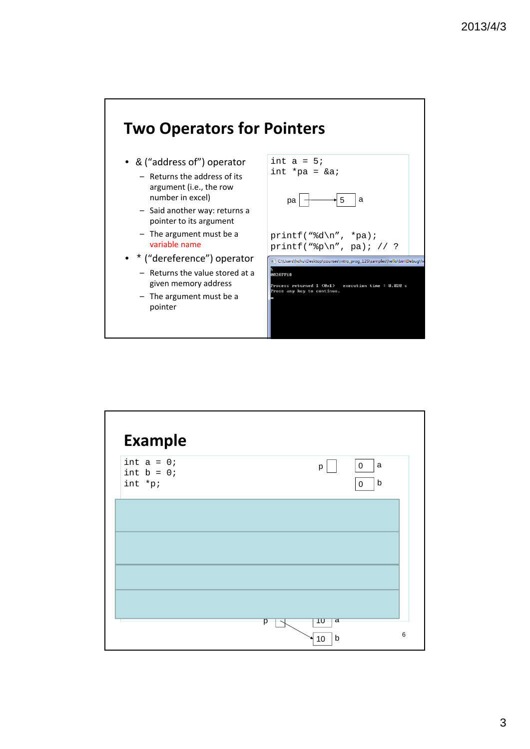## Two Operators for Pointers

- & ("address of") operator
  - Returns the address of its argument (i.e., the row number in excel)
  - Said another way: returns a pointer to its argument
  - The argument must be a variable name
- * ("dereference") operator
  - Returns the value stored at a given memory address
  - The argument must be a pointer

```
int a = 5;
int *pa = &a;
```

pa → 5 a

```
printf("%d\n", *pa);
printf("%p\n", pa); // ?
```

```
5
0028FF18

Process returned 1 (0x1)   execution time : 0.020 s
Press any key to continue.
```

## Example

```
int a = 0;
int b = 0;
int *p;
```

p

0 a

0 b

p

10 a

10 b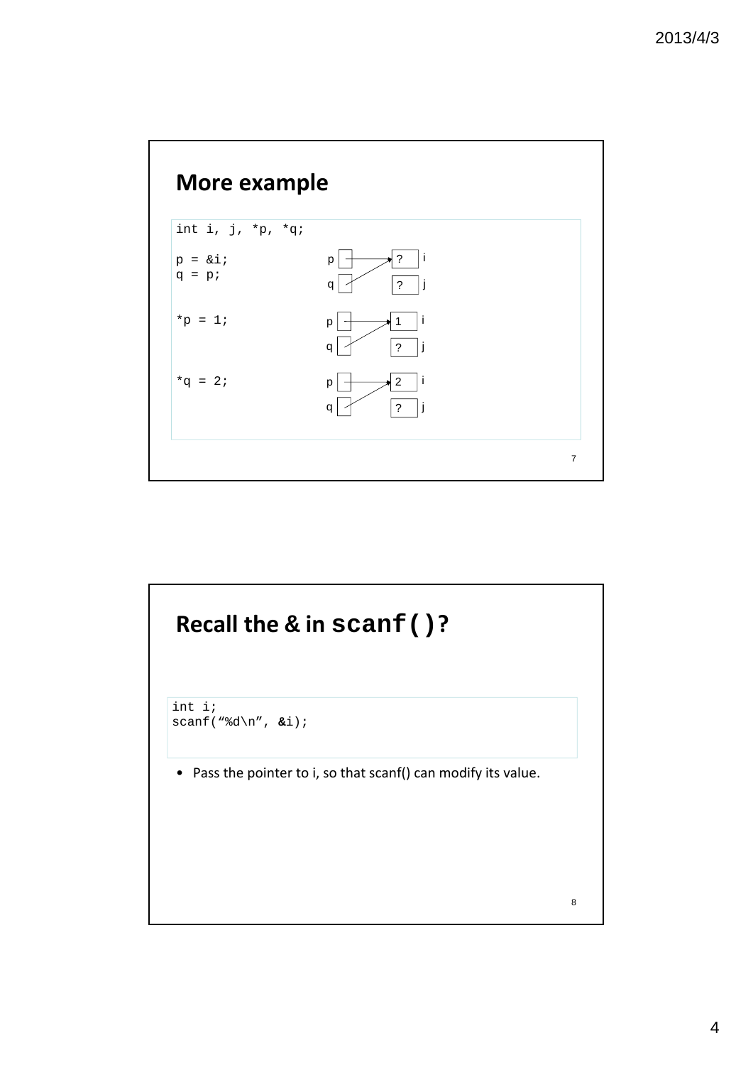## More example

```
int i, j, *p, *q;

p = &i;
q = p;

*p = 1;

*q = 2;
```

| Statement | p | q | i | j |
|---|---|---|---|---|
| `p = &i; q = p;` | → i | → i | ? | ? |
| `*p = 1;` | → i | → i | 1 | ? |
| `*q = 2;` | → i | → i | 2 | ? |

## Recall the & in scanf()?

```
int i;
scanf("%d\n", &i);
```

- Pass the pointer to i, so that scanf() can modify its value.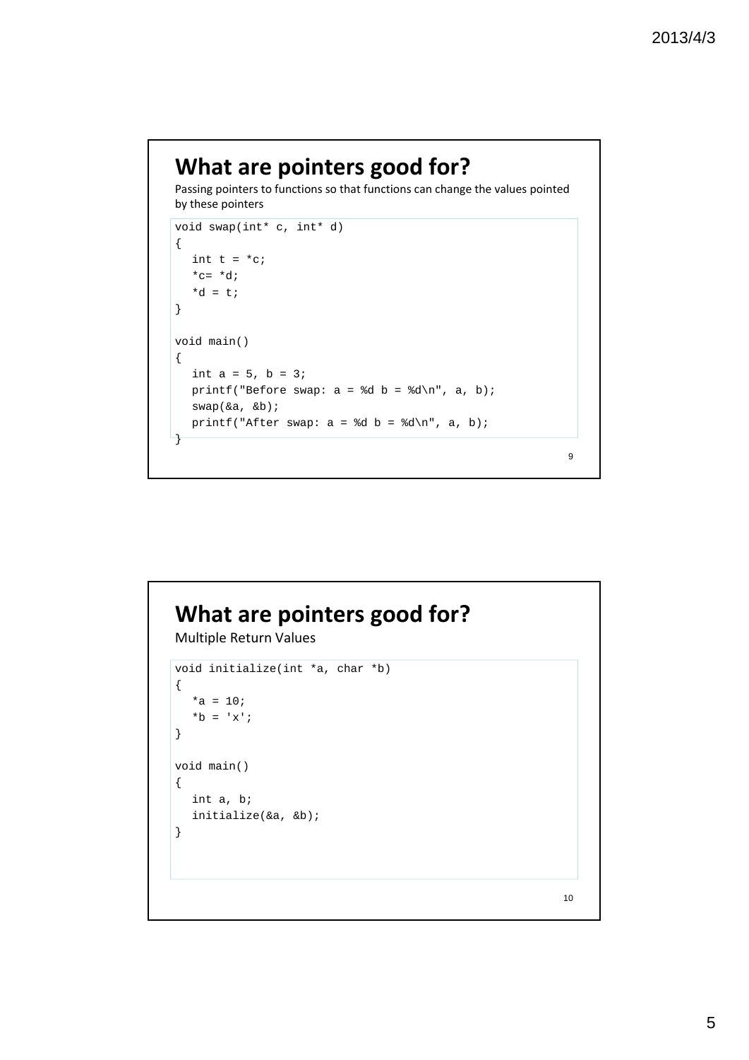# What are pointers good for?

Passing pointers to functions so that functions can change the values pointed by these pointers

```
void swap(int* c, int* d)
{
   int t = *c;
   *c= *d;
   *d = t;
}

void main()
{
   int a = 5, b = 3;
   printf("Before swap: a = %d b = %d\n", a, b);
   swap(&a, &b);
   printf("After swap: a = %d b = %d\n", a, b);
}
```

# What are pointers good for?

Multiple Return Values

```
void initialize(int *a, char *b)
{
   *a = 10;
   *b = 'x';
}

void main()
{
   int a, b;
   initialize(&a, &b);
}
```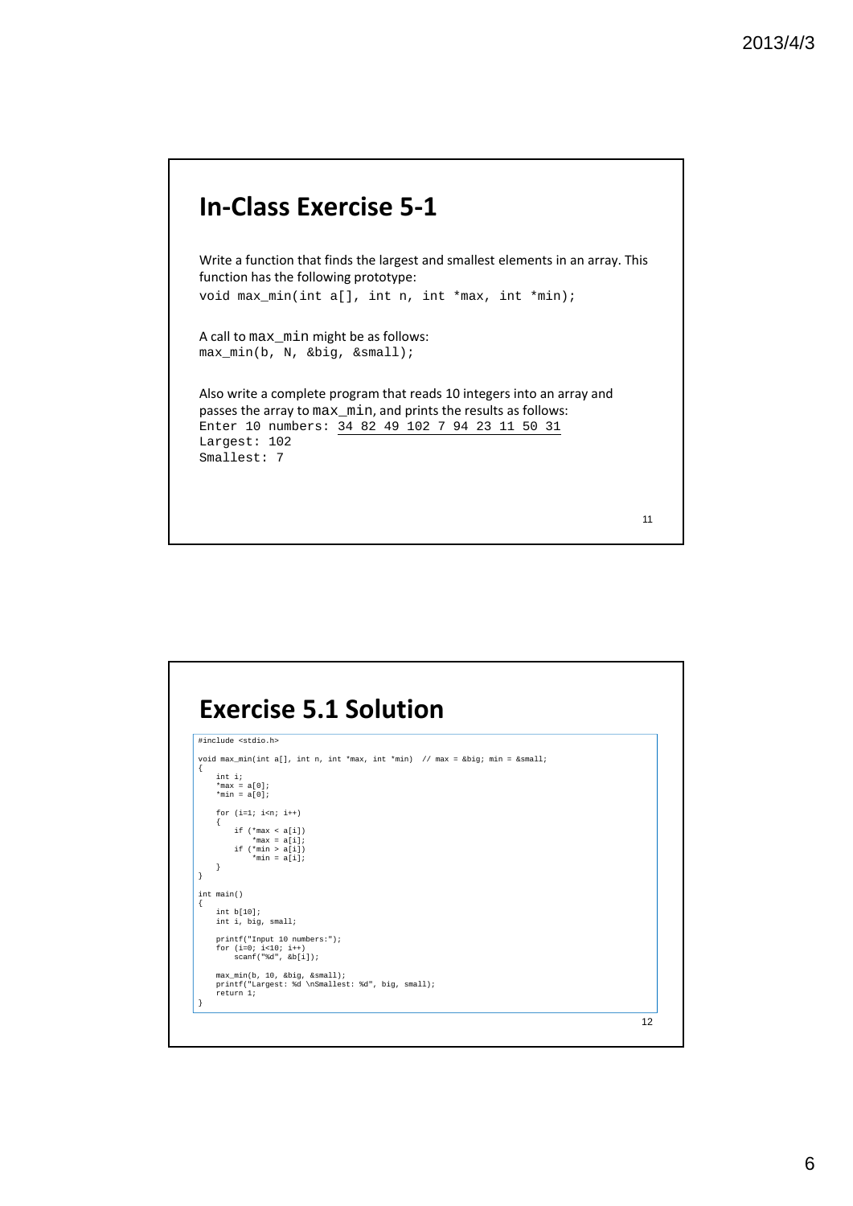# In-Class Exercise 5-1

Write a function that finds the largest and smallest elements in an array. This function has the following prototype:

```
void max_min(int a[], int n, int *max, int *min);
```

A call to `max_min` might be as follows:

```
max_min(b, N, &big, &small);
```

Also write a complete program that reads 10 integers into an array and passes the array to `max_min`, and prints the results as follows:

```
Enter 10 numbers: 34 82 49 102 7 94 23 11 50 31
Largest: 102
Smallest: 7
```

# Exercise 5.1 Solution

```
#include <stdio.h>

void max_min(int a[], int n, int *max, int *min)  // max = &big; min = &small;
{
    int i;
    *max = a[0];
    *min = a[0];

    for (i=1; i<n; i++)
    {
        if (*max < a[i])
            *max = a[i];
        if (*min > a[i])
            *min = a[i];
    }
}

int main()
{
    int b[10];
    int i, big, small;

    printf("Input 10 numbers:");
    for (i=0; i<10; i++)
        scanf("%d", &b[i]);

    max_min(b, 10, &big, &small);
    printf("Largest: %d \nSmallest: %d", big, small);
    return 1;
}
```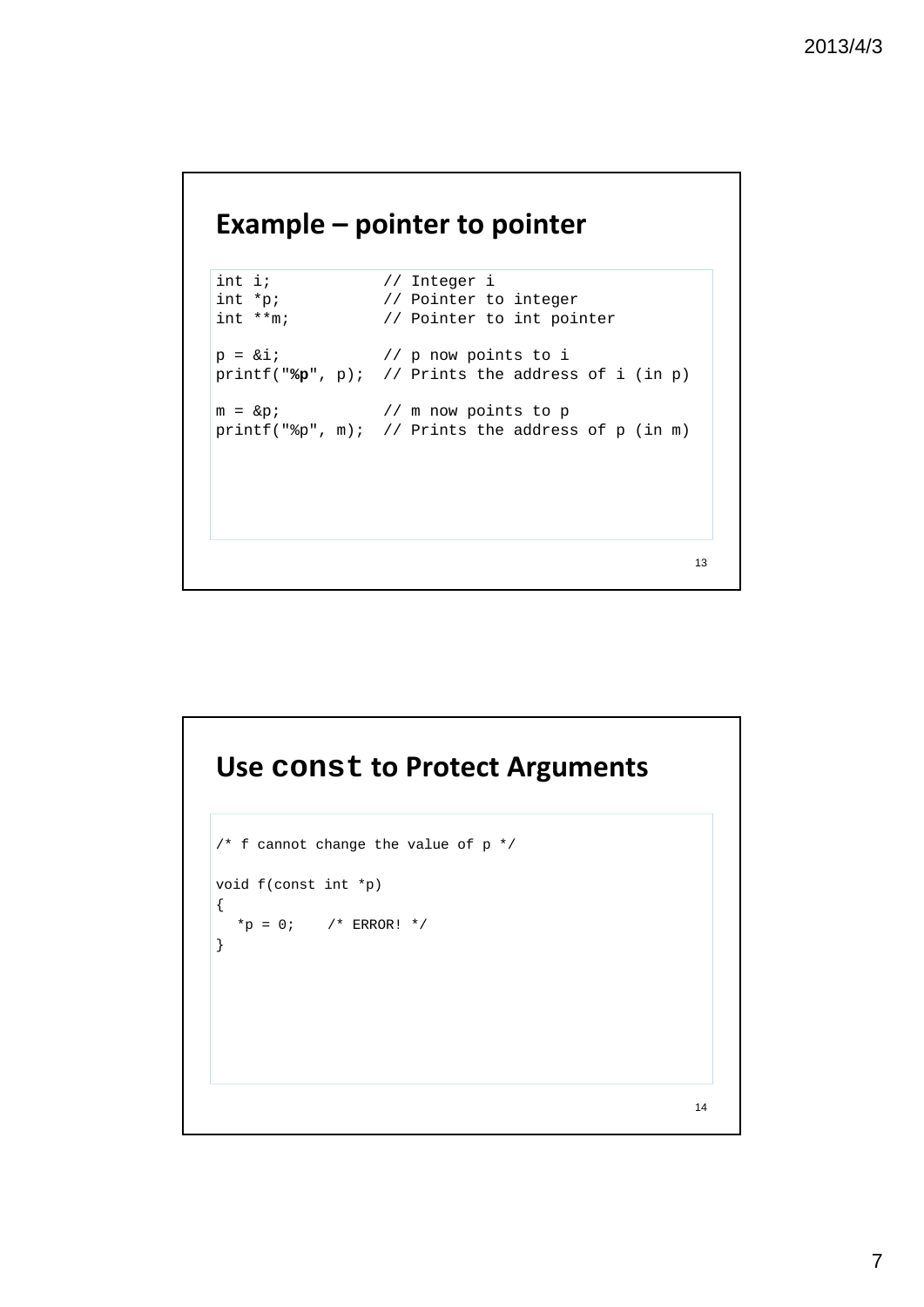## Example – pointer to pointer

```
int i;           // Integer i
int *p;          // Pointer to integer
int **m;         // Pointer to int pointer

p = &i;          // p now points to i
printf("%p", p); // Prints the address of i (in p)

m = &p;          // m now points to p
printf("%p", m); // Prints the address of p (in m)
```

## Use `const` to Protect Arguments

```
/* f cannot change the value of p */

void f(const int *p)
{
  *p = 0;    /* ERROR! */
}
```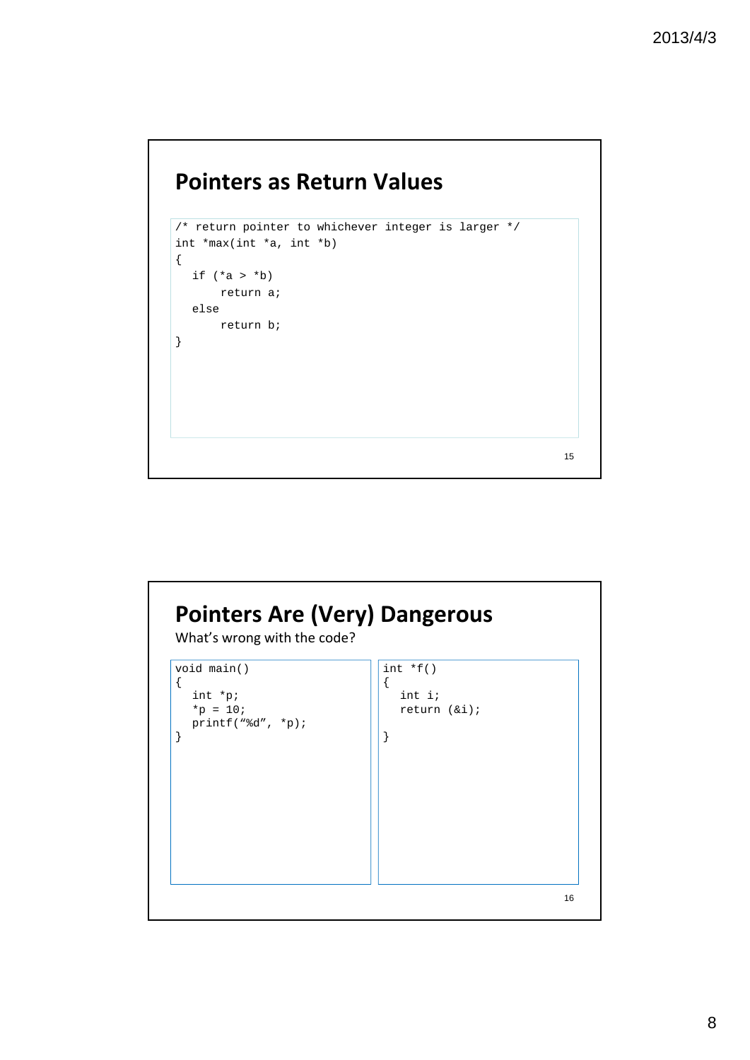## Pointers as Return Values

```
/* return pointer to whichever integer is larger */
int *max(int *a, int *b)
{
   if (*a > *b)
        return a;
   else
        return b;
}
```

## Pointers Are (Very) Dangerous

What's wrong with the code?

```
void main()
{
   int *p;
   *p = 10;
   printf(“%d”, *p);
}
```

```
int *f()
{
   int i;
   return (&i);

}
```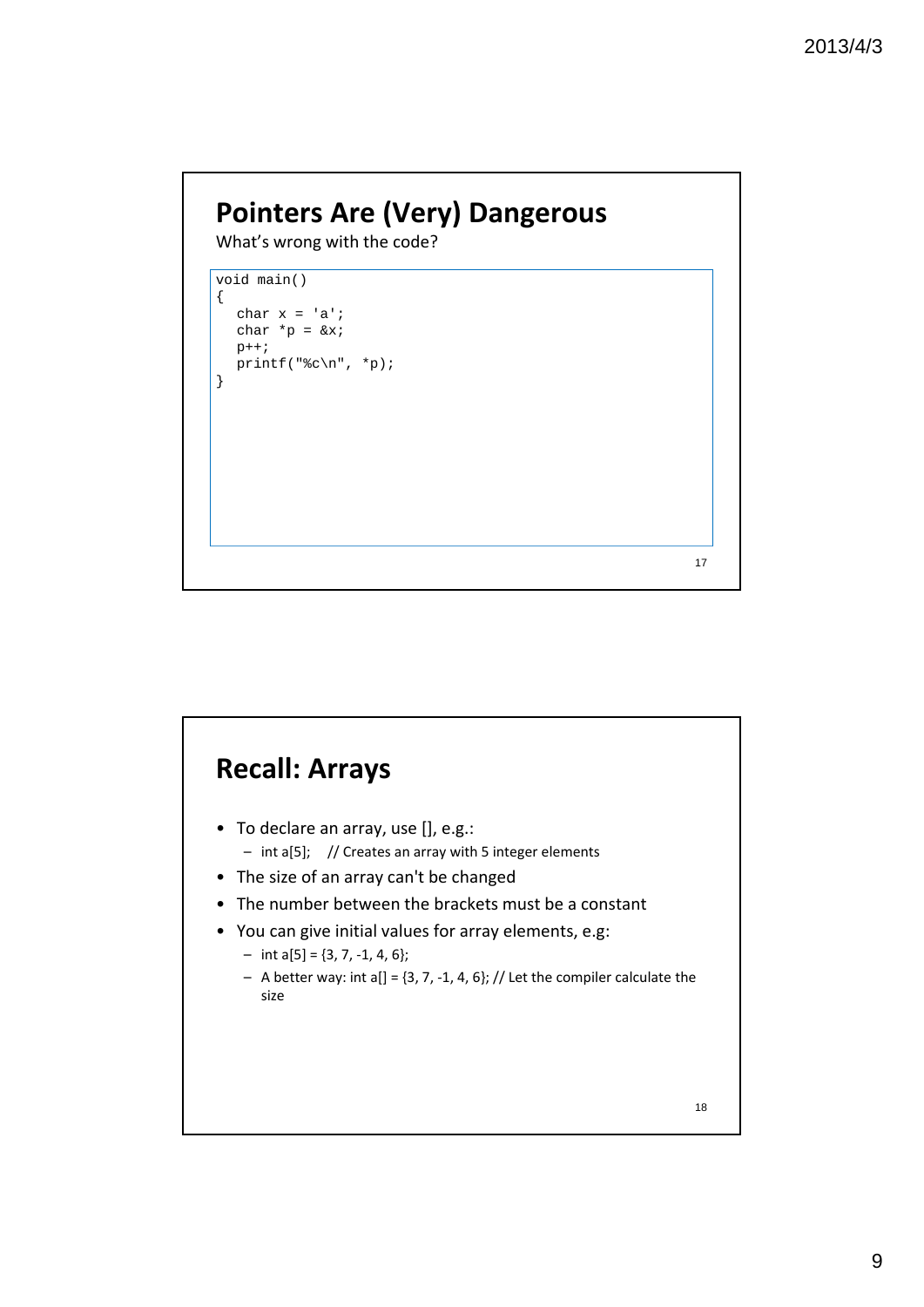## Pointers Are (Very) Dangerous

What's wrong with the code?

```
void main()
{
  char x = 'a';
  char *p = &x;
  p++;
  printf("%c\n", *p);
}
```

## Recall: Arrays

- To declare an array, use [], e.g.:
  - int a[5]; // Creates an array with 5 integer elements
- The size of an array can't be changed
- The number between the brackets must be a constant
- You can give initial values for array elements, e.g:
  - int a[5] = {3, 7, -1, 4, 6};
  - A better way: int a[] = {3, 7, -1, 4, 6}; // Let the compiler calculate the size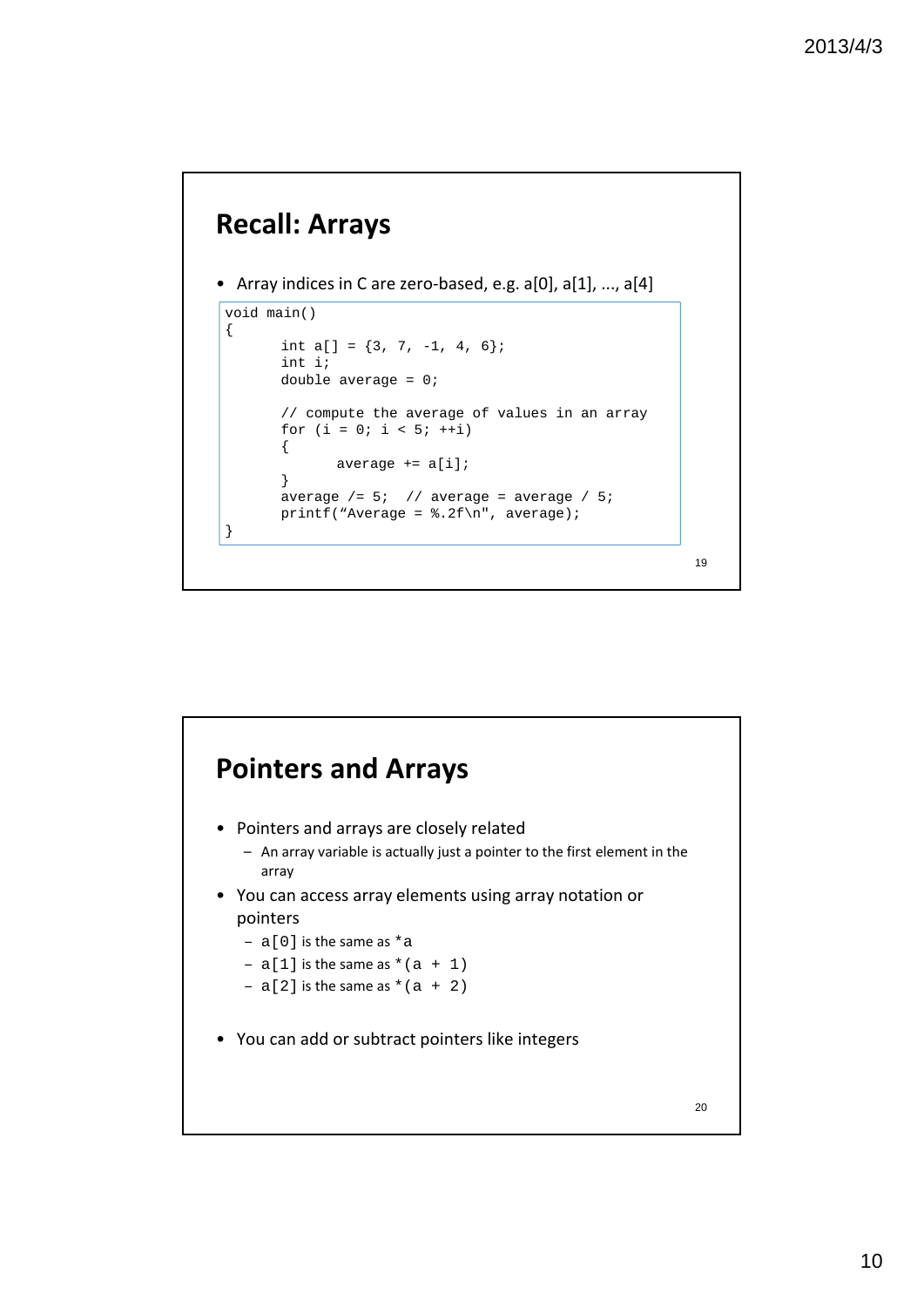## Recall: Arrays

- Array indices in C are zero-based, e.g. a[0], a[1], ..., a[4]

```
void main()
{
      int a[] = {3, 7, -1, 4, 6};
      int i;
      double average = 0;

      // compute the average of values in an array
      for (i = 0; i < 5; ++i)
      {
            average += a[i];
      }
      average /= 5;  // average = average / 5;
      printf("Average = %.2f\n", average);
}
```

## Pointers and Arrays

- Pointers and arrays are closely related
  - An array variable is actually just a pointer to the first element in the array
- You can access array elements using array notation or pointers
  - `a[0]` is the same as `*a`
  - `a[1]` is the same as `*(a + 1)`
  - `a[2]` is the same as `*(a + 2)`
- You can add or subtract pointers like integers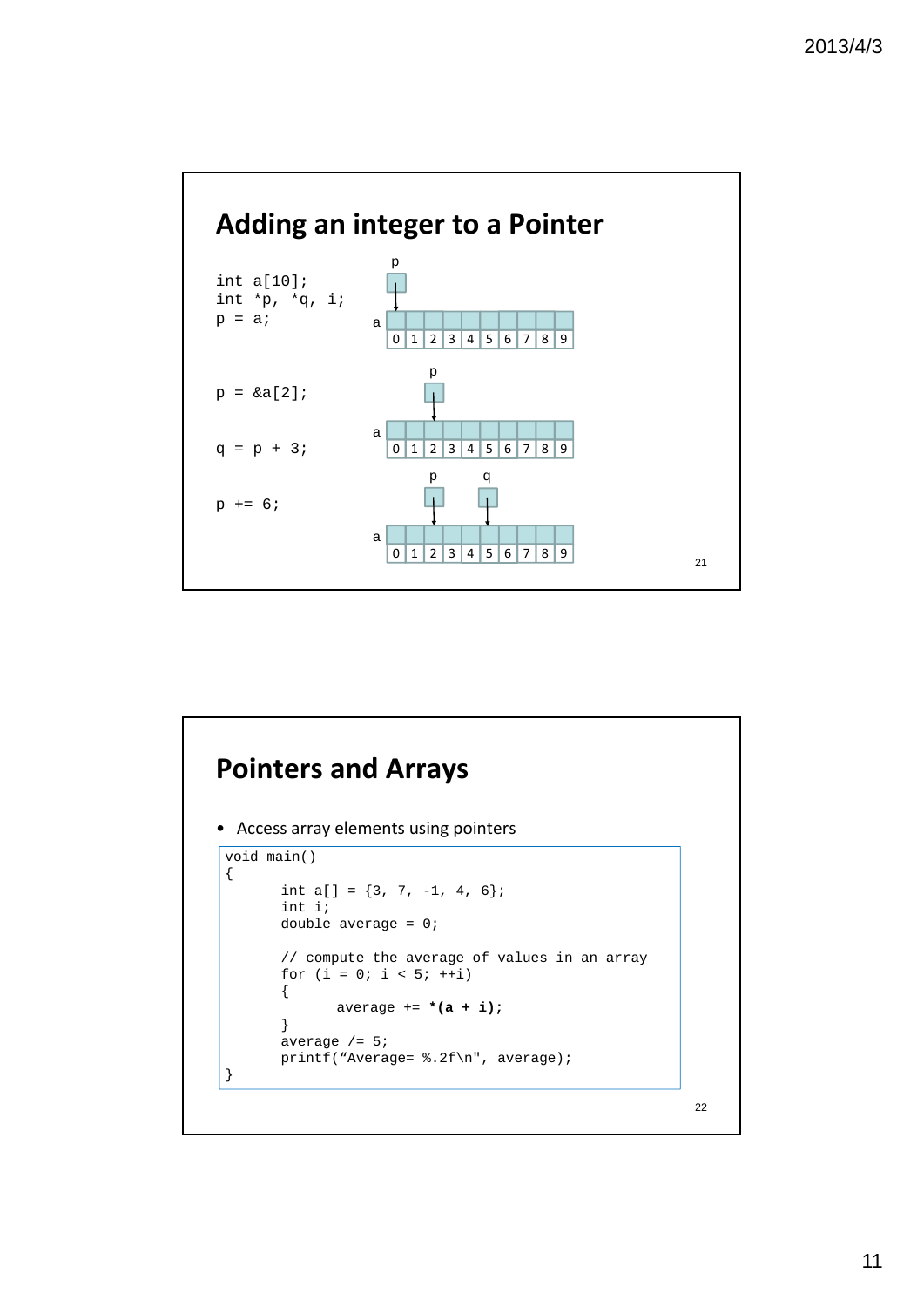## Adding an integer to a Pointer

```
int a[10];
int *p, *q, i;
p = a;

p = &a[2];

q = p + 3;

p += 6;
```

## Pointers and Arrays

- Access array elements using pointers

```
void main()
{
        int a[] = {3, 7, -1, 4, 6};
        int i;
        double average = 0;

        // compute the average of values in an array
        for (i = 0; i < 5; ++i)
        {
                average += *(a + i);
        }
        average /= 5;
        printf("Average= %.2f\n", average);
}
```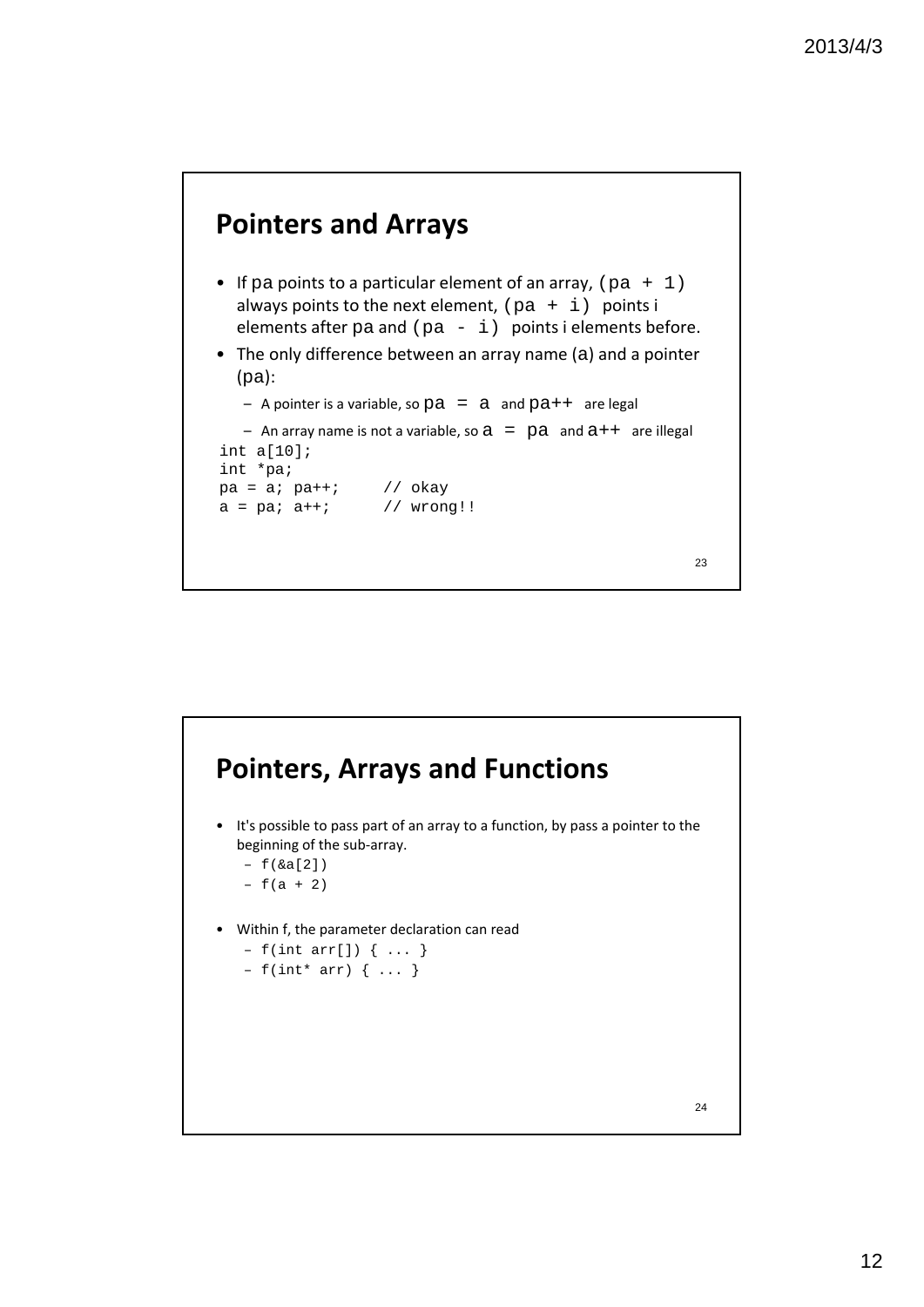## Pointers and Arrays

- If `pa` points to a particular element of an array, `(pa + 1)` always points to the next element, `(pa + i)` points i elements after `pa` and `(pa - i)` points i elements before.
- The only difference between an array name (`a`) and a pointer (`pa`):
  - A pointer is a variable, so `pa = a` and `pa++` are legal
  - An array name is not a variable, so `a = pa` and `a++` are illegal

```
int a[10];
int *pa;
pa = a; pa++;     // okay
a = pa; a++;      // wrong!!
```

## Pointers, Arrays and Functions

- It's possible to pass part of an array to a function, by pass a pointer to the beginning of the sub-array.
  - `f(&a[2])`
  - `f(a + 2)`
- Within f, the parameter declaration can read
  - `f(int arr[]) { ... }`
  - `f(int* arr) { ... }`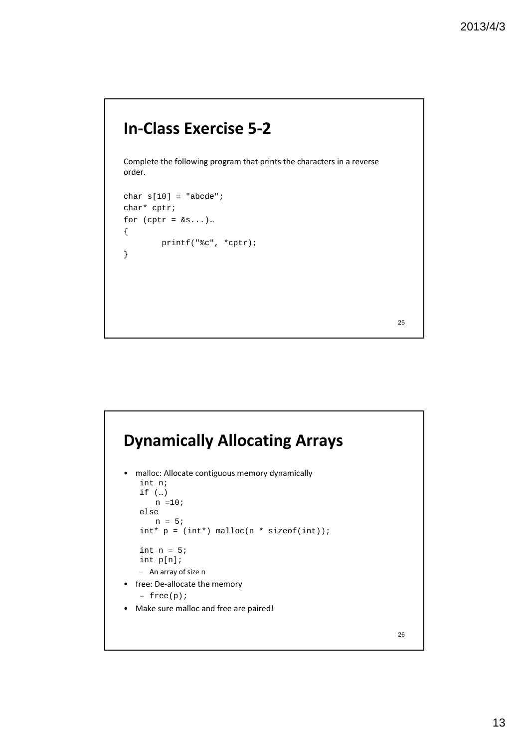## In-Class Exercise 5-2

Complete the following program that prints the characters in a reverse order.

```
char s[10] = "abcde";
char* cptr;
for (cptr = &s...)…
{
        printf("%c", *cptr);
}
```

## Dynamically Allocating Arrays

- malloc: Allocate contiguous memory dynamically

```
int n;
if (…)
   n =10;
else
   n = 5;
int* p = (int*) malloc(n * sizeof(int));

int n = 5;
int p[n];
```

  - An array of size n
- free: De-allocate the memory
  - `free(p);`
- Make sure malloc and free are paired!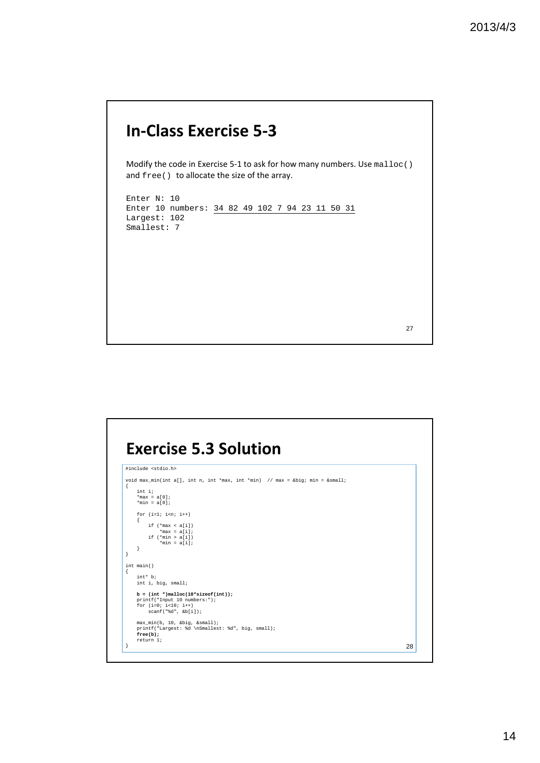# In-Class Exercise 5-3

Modify the code in Exercise 5-1 to ask for how many numbers. Use `malloc()` and `free()` to allocate the size of the array.

```
Enter N: 10
Enter 10 numbers: 34 82 49 102 7 94 23 11 50 31
Largest: 102
Smallest: 7
```

# Exercise 5.3 Solution

```
#include <stdio.h>

void max_min(int a[], int n, int *max, int *min)  // max = &big; min = &small;
{
    int i;
    *max = a[0];
    *min = a[0];

    for (i=1; i<n; i++)
    {
        if (*max < a[i])
            *max = a[i];
        if (*min > a[i])
            *min = a[i];
    }
}

int main()
{
    int* b;
    int i, big, small;

    b = (int *)malloc(10*sizeof(int));
    printf("Input 10 numbers:");
    for (i=0; i<10; i++)
        scanf("%d", &b[i]);

    max_min(b, 10, &big, &small);
    printf("Largest: %d \nSmallest: %d", big, small);
    free(b);
    return 1;
}
```